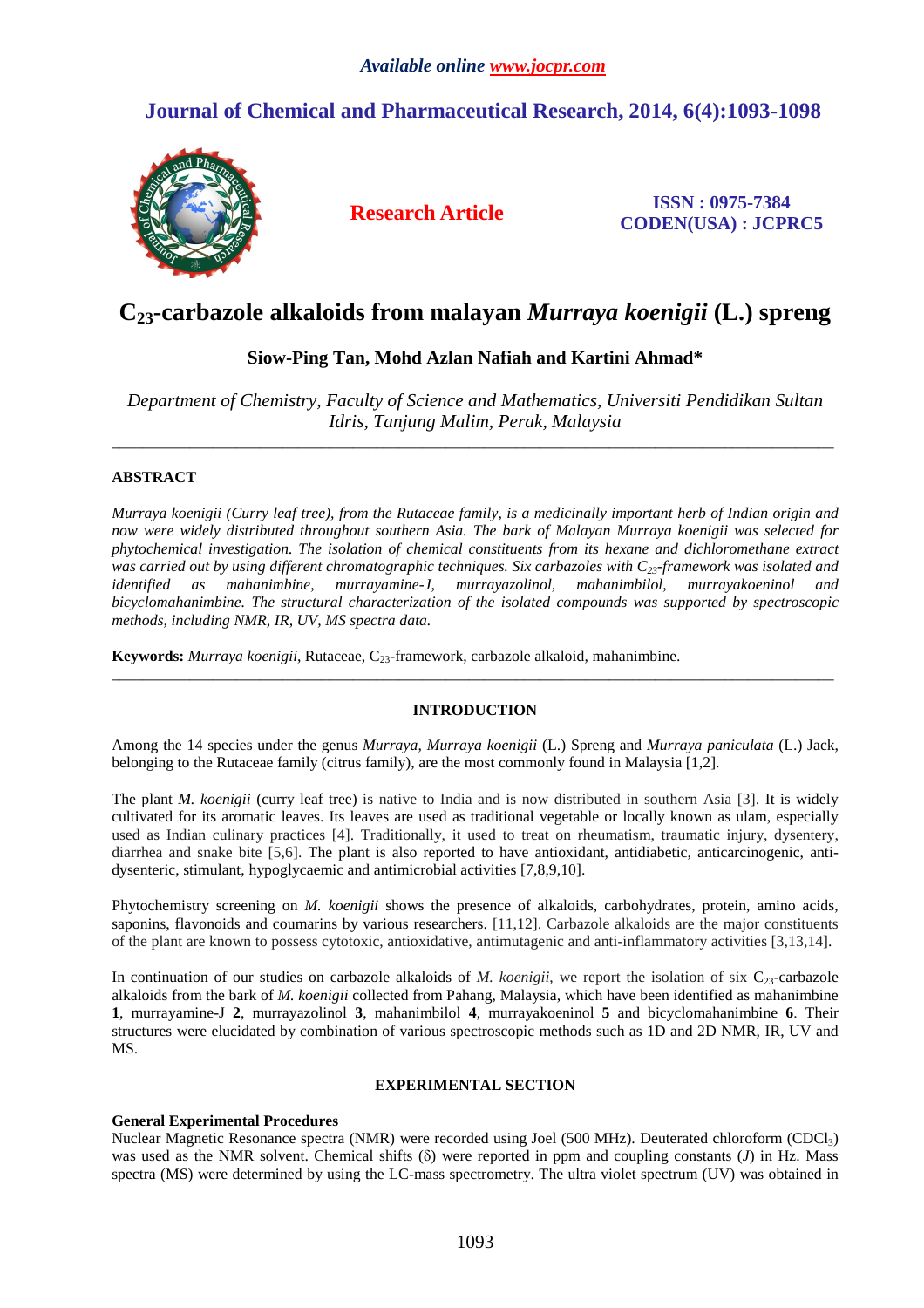*Available online www.jocpr.com*

# Journal of Chemical and Pharmaceutical Research, 2014, 6(4):1093-1098

**Research Article**

**ISSN : 0975-7384**
**CODEN(USA) : JCPRC5**

# $C_{23}$-carbazole alkaloids from malayan *Murraya koenigii* (L.) spreng

**Siow-Ping Tan, Mohd Azlan Nafiah and Kartini Ahmad\***

*Department of Chemistry, Faculty of Science and Mathematics, Universiti Pendidikan Sultan Idris, Tanjung Malim, Perak, Malaysia*

---

**ABSTRACT**

*Murraya koenigii (Curry leaf tree), from the Rutaceae family, is a medicinally important herb of Indian origin and now were widely distributed throughout southern Asia. The bark of Malayan Murraya koenigii was selected for phytochemical investigation. The isolation of chemical constituents from its hexane and dichloromethane extract was carried out by using different chromatographic techniques. Six carbazoles with $C_{23}$-framework was isolated and identified as mahanimbine, murrayamine-J, murrayazolinol, mahanimbilol, murrayakoeninol and bicyclomahanimbine. The structural characterization of the isolated compounds was supported by spectroscopic methods, including NMR, IR, UV, MS spectra data.*

**Keywords:** *Murraya koenigii*, Rutaceae, $C_{23}$-framework, carbazole alkaloid, mahanimbine.

---

## INTRODUCTION

Among the 14 species under the genus *Murraya*, *Murraya koenigii* (L.) Spreng and *Murraya paniculata* (L.) Jack, belonging to the Rutaceae family (citrus family), are the most commonly found in Malaysia [1,2].

The plant *M. koenigii* (curry leaf tree) is native to India and is now distributed in southern Asia [3]. It is widely cultivated for its aromatic leaves. Its leaves are used as traditional vegetable or locally known as ulam, especially used as Indian culinary practices [4]. Traditionally, it used to treat on rheumatism, traumatic injury, dysentery, diarrhea and snake bite [5,6]. The plant is also reported to have antioxidant, antidiabetic, anticarcinogenic, anti-dysenteric, stimulant, hypoglycaemic and antimicrobial activities [7,8,9,10].

Phytochemistry screening on *M. koenigii* shows the presence of alkaloids, carbohydrates, protein, amino acids, saponins, flavonoids and coumarins by various researchers. [11,12]. Carbazole alkaloids are the major constituents of the plant are known to possess cytotoxic, antioxidative, antimutagenic and anti-inflammatory activities [3,13,14].

In continuation of our studies on carbazole alkaloids of *M. koenigii*, we report the isolation of six $C_{23}$-carbazole alkaloids from the bark of *M. koenigii* collected from Pahang, Malaysia, which have been identified as mahanimbine **1**, murrayamine-J **2**, murrayazolinol **3**, mahanimbilol **4**, murrayakoeninol **5** and bicyclomahanimbine **6**. Their structures were elucidated by combination of various spectroscopic methods such as 1D and 2D NMR, IR, UV and MS.

## EXPERIMENTAL SECTION

**General Experimental Procedures**

Nuclear Magnetic Resonance spectra (NMR) were recorded using Joel (500 MHz). Deuterated chloroform ($CDCl_3$) was used as the NMR solvent. Chemical shifts (δ) were reported in ppm and coupling constants (*J*) in Hz. Mass spectra (MS) were determined by using the LC-mass spectrometry. The ultra violet spectrum (UV) was obtained in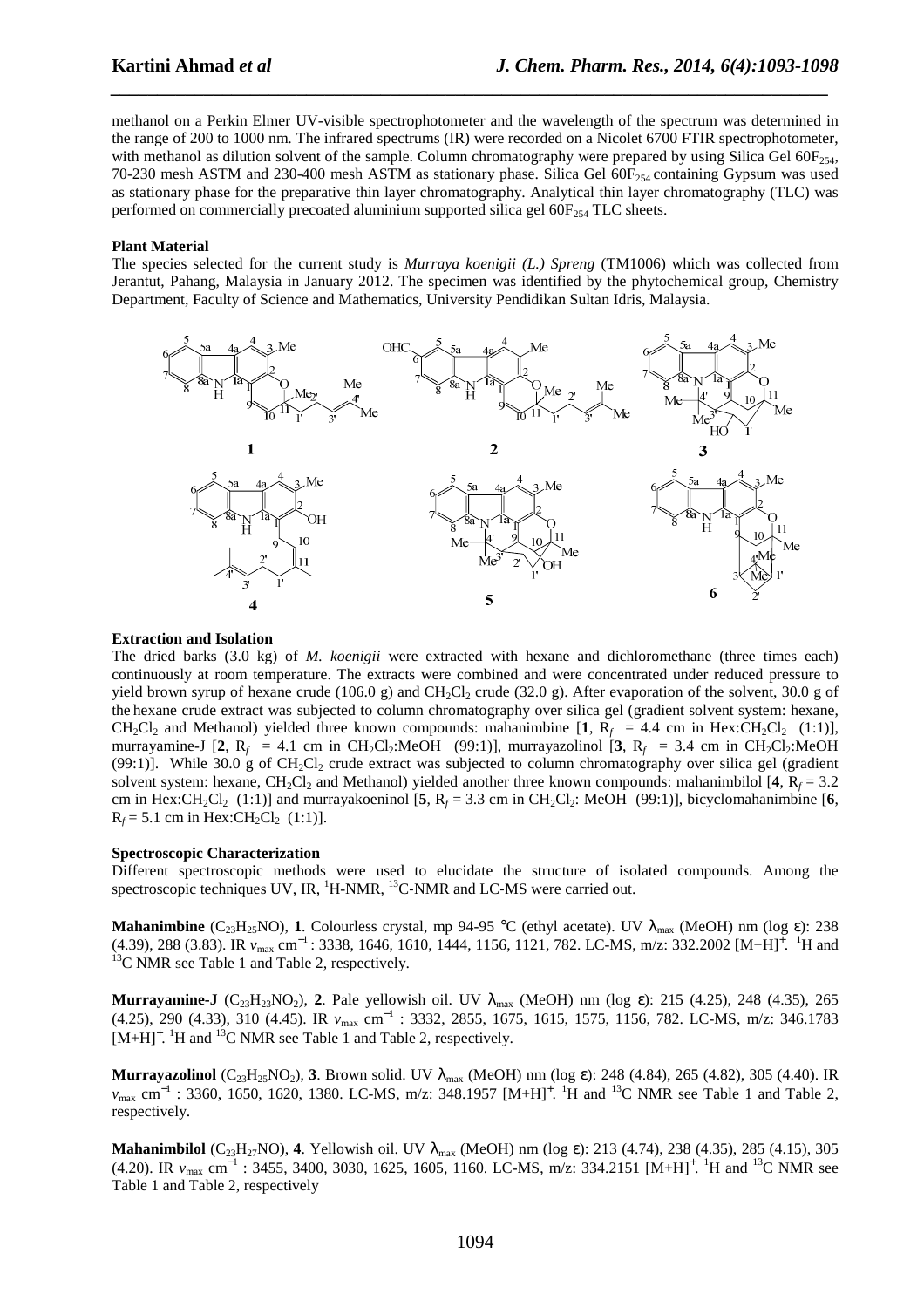methanol on a Perkin Elmer UV-visible spectrophotometer and the wavelength of the spectrum was determined in the range of 200 to 1000 nm. The infrared spectrums (IR) were recorded on a Nicolet 6700 FTIR spectrophotometer, with methanol as dilution solvent of the sample. Column chromatography were prepared by using Silica Gel $60F_{254}$, 70-230 mesh ASTM and 230-400 mesh ASTM as stationary phase. Silica Gel $60F_{254}$ containing Gypsum was used as stationary phase for the preparative thin layer chromatography. Analytical thin layer chromatography (TLC) was performed on commercially precoated aluminium supported silica gel $60F_{254}$ TLC sheets.

**Plant Material**

The species selected for the current study is *Murraya koenigii (L.) Spreng* (TM1006) which was collected from Jerantut, Pahang, Malaysia in January 2012. The specimen was identified by the phytochemical group, Chemistry Department, Faculty of Science and Mathematics, University Pendidikan Sultan Idris, Malaysia.

**Extraction and Isolation**

The dried barks (3.0 kg) of *M. koenigii* were extracted with hexane and dichloromethane (three times each) continuously at room temperature. The extracts were combined and were concentrated under reduced pressure to yield brown syrup of hexane crude (106.0 g) and $CH_2Cl_2$ crude (32.0 g). After evaporation of the solvent, 30.0 g of the hexane crude extract was subjected to column chromatography over silica gel (gradient solvent system: hexane, $CH_2Cl_2$ and Methanol) yielded three known compounds: mahanimbine [**1**, $R_f$ = 4.4 cm in Hex:$CH_2Cl_2$ (1:1)], murrayamine-J [**2**, $R_f$ = 4.1 cm in $CH_2Cl_2$:MeOH (99:1)], murrayazolinol [**3**, $R_f$ = 3.4 cm in $CH_2Cl_2$:MeOH (99:1)]. While 30.0 g of $CH_2Cl_2$ crude extract was subjected to column chromatography over silica gel (gradient solvent system: hexane, $CH_2Cl_2$ and Methanol) yielded another three known compounds: mahanimbilol [**4**, $R_f$ = 3.2 cm in Hex:$CH_2Cl_2$ (1:1)] and murrayakoeninol [**5**, $R_f$ = 3.3 cm in $CH_2Cl_2$: MeOH (99:1)], bicyclomahanimbine [**6**, $R_f$ = 5.1 cm in Hex:$CH_2Cl_2$ (1:1)].

**Spectroscopic Characterization**

Different spectroscopic methods were used to elucidate the structure of isolated compounds. Among the spectroscopic techniques UV, IR, $^1H$-NMR, $^{13}C$-NMR and LC-MS were carried out.

**Mahanimbine** ($C_{23}H_{25}NO$), **1**. Colourless crystal, mp 94-95 °C (ethyl acetate). UV $\lambda_{max}$ (MeOH) nm (log ε): 238 (4.39), 288 (3.83). IR $\nu_{max}$ $cm^{-1}$ : 3338, 1646, 1610, 1444, 1156, 1121, 782. LC-MS, m/z: 332.2002 $[M+H]^+$. $^1H$ and $^{13}C$ NMR see Table 1 and Table 2, respectively.

**Murrayamine-J** ($C_{23}H_{23}NO_2$), **2**. Pale yellowish oil. UV $\lambda_{max}$ (MeOH) nm (log ε): 215 (4.25), 248 (4.35), 265 (4.25), 290 (4.33), 310 (4.45). IR $\nu_{max}$ $cm^{-1}$ : 3332, 2855, 1675, 1615, 1575, 1156, 782. LC-MS, m/z: 346.1783 $[M+H]^+$. $^1H$ and $^{13}C$ NMR see Table 1 and Table 2, respectively.

**Murrayazolinol** ($C_{23}H_{25}NO_2$), **3**. Brown solid. UV $\lambda_{max}$ (MeOH) nm (log ε): 248 (4.84), 265 (4.82), 305 (4.40). IR $\nu_{max}$ $cm^{-1}$ : 3360, 1650, 1620, 1380. LC-MS, m/z: 348.1957 $[M+H]^+$. $^1H$ and $^{13}C$ NMR see Table 1 and Table 2, respectively.

**Mahanimbilol** ($C_{23}H_{27}NO$), **4**. Yellowish oil. UV $\lambda_{max}$ (MeOH) nm (log ε): 213 (4.74), 238 (4.35), 285 (4.15), 305 (4.20). IR $\nu_{max}$ $cm^{-1}$ : 3455, 3400, 3030, 1625, 1605, 1160. LC-MS, m/z: 334.2151 $[M+H]^+$. $^1H$ and $^{13}C$ NMR see Table 1 and Table 2, respectively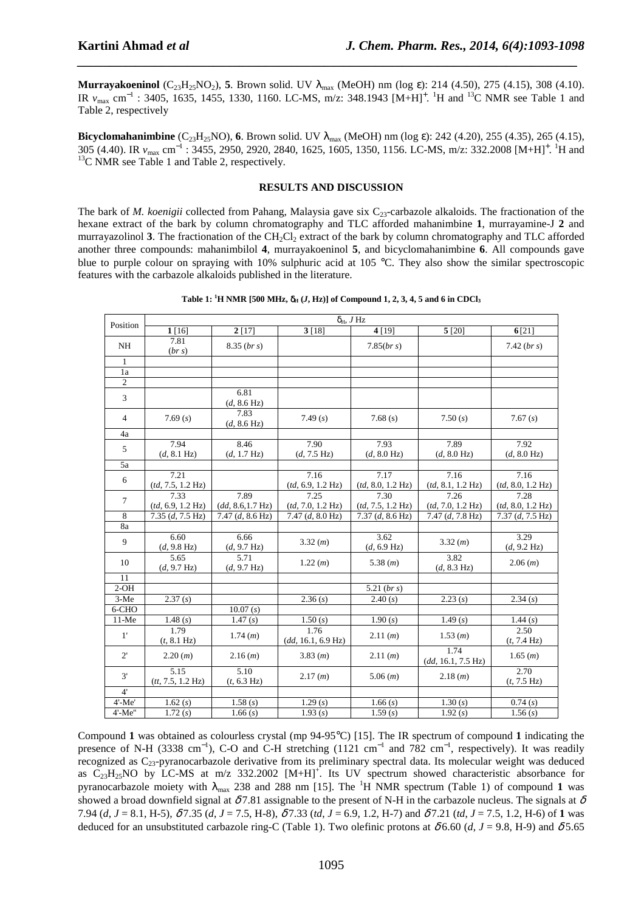**Murrayakoeninol** ($C_{23}H_{25}NO_2$), **5**. Brown solid. UV $\lambda_{max}$ (MeOH) nm (log ε): 214 (4.50), 275 (4.15), 308 (4.10). IR $v_{max}$ cm$^{-1}$ : 3405, 1635, 1455, 1330, 1160. LC-MS, m/z: 348.1943 $[M+H]^+$. $^1$H and $^{13}$C NMR see Table 1 and Table 2, respectively

**Bicyclomahanimbine** ($C_{23}H_{25}NO$), **6**. Brown solid. UV $\lambda_{max}$ (MeOH) nm (log ε): 242 (4.20), 255 (4.35), 265 (4.15), 305 (4.40). IR $v_{max}$ cm$^{-1}$ : 3455, 2950, 2920, 2840, 1625, 1605, 1350, 1156. LC-MS, m/z: 332.2008 $[M+H]^+$. $^1$H and $^{13}$C NMR see Table 1 and Table 2, respectively.

## RESULTS AND DISCUSSION

The bark of *M. koenigii* collected from Pahang, Malaysia gave six $C_{23}$-carbazole alkaloids. The fractionation of the hexane extract of the bark by column chromatography and TLC afforded mahanimbine **1**, murrayamine-J **2** and murrayazolinol **3**. The fractionation of the $CH_2Cl_2$ extract of the bark by column chromatography and TLC afforded another three compounds: mahanimbilol **4**, murrayakoeninol **5**, and bicyclomahanimbine **6**. All compounds gave blue to purple colour on spraying with 10% sulphuric acid at 105 °C. They also show the similar spectroscopic features with the carbazole alkaloids published in the literature.

**Table 1: $^1$H NMR [500 MHz, $\delta_H$ (*J*, Hz)] of Compound 1, 2, 3, 4, 5 and 6 in $CDCl_3$**

| Position | $\delta_H$, *J* Hz | | | | | |
|---|---|---|---|---|---|---|
| | **1** [16] | **2** [17] | **3** [18] | **4** [19] | **5** [20] | **6** [21] |
| NH | 7.81 (*br s*) | 8.35 (*br s*) | | 7.85(*br s*) | | 7.42 (*br s*) |
| 1 | | | | | | |
| 1a | | | | | | |
| 2 | | | | | | |
| 3 | | 6.81 (*d*, 8.6 Hz) | | | | |
| 4 | 7.69 (*s*) | 7.83 (*d*, 8.6 Hz) | 7.49 (*s*) | 7.68 (s) | 7.50 (*s*) | 7.67 (*s*) |
| 4a | | | | | | |
| 5 | 7.94 (*d*, 8.1 Hz) | 8.46 (*d*, 1.7 Hz) | 7.90 (*d*, 7.5 Hz) | 7.93 (*d*, 8.0 Hz) | 7.89 (*d*, 8.0 Hz) | 7.92 (*d*, 8.0 Hz) |
| 5a | | | | | | |
| 6 | 7.21 (*td*, 7.5, 1.2 Hz) | | 7.16 (*td*, 6.9, 1.2 Hz) | 7.17 (*td*, 8.0, 1.2 Hz) | 7.16 (*td*, 8.1, 1.2 Hz) | 7.16 (*td*, 8.0, 1.2 Hz) |
| 7 | 7.33 (*td*, 6.9, 1.2 Hz) | 7.89 (*dd*, 8.6,1.7 Hz) | 7.25 (*td*, 7.0, 1.2 Hz) | 7.30 (*td*, 7.5, 1.2 Hz) | 7.26 (*td*, 7.0, 1.2 Hz) | 7.28 (*td*, 8.0, 1.2 Hz) |
| 8 | 7.35 (*d*, 7.5 Hz) | 7.47 (*d*, 8.6 Hz) | 7.47 (*d*, 8.0 Hz) | 7.37 (*d*, 8.6 Hz) | 7.47 (*d*, 7.8 Hz) | 7.37 (*d*, 7.5 Hz) |
| 8a | | | | | | |
| 9 | 6.60 (*d*, 9.8 Hz) | 6.66 (*d*, 9.7 Hz) | 3.32 (*m*) | 3.62 (*d*, 6.9 Hz) | 3.32 (*m*) | 3.29 (*d*, 9.2 Hz) |
| 10 | 5.65 (*d*, 9.7 Hz) | 5.71 (*d*, 9.7 Hz) | 1.22 (*m*) | 5.38 (*m*) | 3.82 (*d*, 8.3 Hz) | 2.06 (*m*) |
| 11 | | | | | | |
| 2-OH | | | | 5.21 (*br s*) | | |
| 3-Me | 2.37 (*s*) | | 2.36 (*s*) | 2.40 (*s*) | 2.23 (*s*) | 2.34 (*s*) |
| 6-CHO | | 10.07 (*s*) | | | | |
| 11-Me | 1.48 (*s*) | 1.47 (*s*) | 1.50 (*s*) | 1.90 (*s*) | 1.49 (*s*) | 1.44 (*s*) |
| 1' | 1.79 (*t*, 8.1 Hz) | 1.74 (*m*) | 1.76 (*dd*, 16.1, 6.9 Hz) | 2.11 (*m*) | 1.53 (*m*) | 2.50 (*t*, 7.4 Hz) |
| 2' | 2.20 (*m*) | 2.16 (*m*) | 3.83 (*m*) | 2.11 (*m*) | 1.74 (*dd*, 16.1, 7.5 Hz) | 1.65 (*m*) |
| 3' | 5.15 (*tt*, 7.5, 1.2 Hz) | 5.10 (*t*, 6.3 Hz) | 2.17 (*m*) | 5.06 (*m*) | 2.18 (*m*) | 2.70 (*t*, 7.5 Hz) |
| 4' | | | | | | |
| 4'-Me' | 1.62 (*s*) | 1.58 (*s*) | 1.29 (*s*) | 1.66 (*s*) | 1.30 (*s*) | 0.74 (*s*) |
| 4'-Me" | 1.72 (*s*) | 1.66 (*s*) | 1.93 (*s*) | 1.59 (*s*) | 1.92 (*s*) | 1.56 (*s*) |

Compound **1** was obtained as colourless crystal (mp 94-95°C) [15]. The IR spectrum of compound **1** indicating the presence of N-H (3338 cm$^{-1}$), C-O and C-H stretching (1121 cm$^{-1}$ and 782 cm$^{-1}$, respectively). It was readily recognized as $C_{23}$-pyranocarbazole derivative from its preliminary spectral data. Its molecular weight was deduced as $C_{23}H_{25}NO$ by LC-MS at m/z 332.2002 $[M+H]^+$. Its UV spectrum showed characteristic absorbance for pyranocarbazole moiety with $\lambda_{max}$ 238 and 288 nm [15]. The $^1$H NMR spectrum (Table 1) of compound **1** was showed a broad downfield signal at $\delta$ 7.81 assignable to the present of N-H in the carbazole nucleus. The signals at $\delta$ 7.94 (*d*, *J* = 8.1, H-5), $\delta$ 7.35 (*d*, *J* = 7.5, H-8), $\delta$ 7.33 (*td*, *J* = 6.9, 1.2, H-7) and $\delta$ 7.21 (*td*, *J* = 7.5, 1.2, H-6) of **1** was deduced for an unsubstituted carbazole ring-C (Table 1). Two olefinic protons at $\delta$ 6.60 (*d*, *J* = 9.8, H-9) and $\delta$ 5.65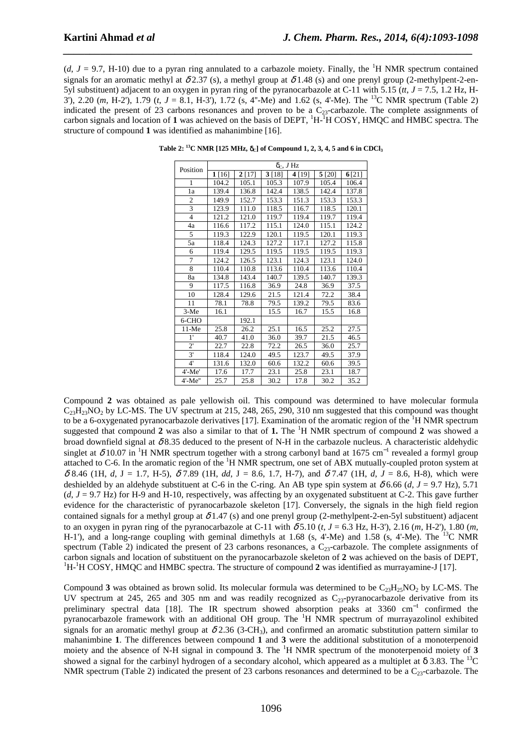(*d*, $J = 9.7$, H-10) due to a pyran ring annulated to a carbazole moiety. Finally, the $^{1}$H NMR spectrum contained signals for an aromatic methyl at $\delta$ 2.37 (s), a methyl group at $\delta$ 1.48 (s) and one prenyl group (2-methylpent-2-en-5yl substituent) adjacent to an oxygen in pyran ring of the pyranocarbazole at C-11 with 5.15 (*tt*, $J = 7.5$, 1.2 Hz, H-3'), 2.20 (*m*, H-2'), 1.79 (*t*, $J = 8.1$, H-3'), 1.72 (s, 4"-Me) and 1.62 (s, 4'-Me). The $^{13}$C NMR spectrum (Table 2) indicated the present of 23 carbons resonances and proven to be a $C_{23}$-carbazole. The complete assignments of carbon signals and location of **1** was achieved on the basis of DEPT, $^{1}$H-$^{1}$H COSY, HMQC and HMBC spectra. The structure of compound **1** was identified as mahanimbine [16].

**Table 2: $^{13}$C NMR [125 MHz, $\delta_C$] of Compound 1, 2, 3, 4, 5 and 6 in $CDCl_3$**

| Position | $\delta_C$, *J* Hz | | | | | |
|---|---|---|---|---|---|---|
| | **1** [16] | **2** [17] | **3** [18] | **4** [19] | **5** [20] | **6** [21] |
| 1 | 104.2 | 105.1 | 105.3 | 107.9 | 105.4 | 106.4 |
| 1a | 139.4 | 136.8 | 142.4 | 138.5 | 142.4 | 137.8 |
| 2 | 149.9 | 152.7 | 153.3 | 151.3 | 153.3 | 153.3 |
| 3 | 123.9 | 111.0 | 118.5 | 116.7 | 118.5 | 120.1 |
| 4 | 121.2 | 121.0 | 119.7 | 119.4 | 119.7 | 119.4 |
| 4a | 116.6 | 117.2 | 115.1 | 124.0 | 115.1 | 124.2 |
| 5 | 119.3 | 122.9 | 120.1 | 119.5 | 120.1 | 119.3 |
| 5a | 118.4 | 124.3 | 127.2 | 117.1 | 127.2 | 115.8 |
| 6 | 119.4 | 129.5 | 119.5 | 119.5 | 119.5 | 119.3 |
| 7 | 124.2 | 126.5 | 123.1 | 124.3 | 123.1 | 124.0 |
| 8 | 110.4 | 110.8 | 113.6 | 110.4 | 113.6 | 110.4 |
| 8a | 134.8 | 143.4 | 140.7 | 139.5 | 140.7 | 139.3 |
| 9 | 117.5 | 116.8 | 36.9 | 24.8 | 36.9 | 37.5 |
| 10 | 128.4 | 129.6 | 21.5 | 121.4 | 72.2 | 38.4 |
| 11 | 78.1 | 78.8 | 79.5 | 139.2 | 79.5 | 83.6 |
| 3-Me | 16.1 | | 15.5 | 16.7 | 15.5 | 16.8 |
| 6-CHO | | 192.1 | | | | |
| 11-Me | 25.8 | 26.2 | 25.1 | 16.5 | 25.2 | 27.5 |
| 1' | 40.7 | 41.0 | 36.0 | 39.7 | 21.5 | 46.5 |
| 2' | 22.7 | 22.8 | 72.2 | 26.5 | 36.0 | 25.7 |
| 3' | 118.4 | 124.0 | 49.5 | 123.7 | 49.5 | 37.9 |
| 4' | 131.6 | 132.0 | 60.6 | 132.2 | 60.6 | 39.5 |
| 4'-Me' | 17.6 | 17.7 | 23.1 | 25.8 | 23.1 | 18.7 |
| 4'-Me" | 25.7 | 25.8 | 30.2 | 17.8 | 30.2 | 35.2 |

Compound **2** was obtained as pale yellowish oil. This compound was determined to have molecular formula $C_{23}H_{23}NO_2$ by LC-MS. The UV spectrum at 215, 248, 265, 290, 310 nm suggested that this compound was thought to be a 6-oxygenated pyranocarbazole derivatives [17]. Examination of the aromatic region of the $^{1}$H NMR spectrum suggested that compound **2** was also a similar to that of **1.** The $^{1}$H NMR spectrum of compound **2** was showed a broad downfield signal at $\delta$ 8.35 deduced to the present of N-H in the carbazole nucleus. A characteristic aldehydic singlet at $\delta$ 10.07 in $^{1}$H NMR spectrum together with a strong carbonyl band at 1675 cm$^{-1}$ revealed a formyl group attached to C-6. In the aromatic region of the $^{1}$H NMR spectrum, one set of ABX mutually-coupled proton system at $\delta$ 8.46 (1H, *d*, J = 1.7, H-5), $\delta$ 7.89 (1H, *dd*, J = 8.6, 1.7, H-7), and $\delta$ 7.47 (1H, *d*, $J = 8.6$, H-8), which were deshielded by an aldehyde substituent at C-6 in the C-ring. An AB type spin system at $\delta$ 6.66 (*d*, $J = 9.7$ Hz), 5.71 (*d*, $J = 9.7$ Hz) for H-9 and H-10, respectively, was affecting by an oxygenated substituent at C-2. This gave further evidence for the characteristic of pyranocarbazole skeleton [17]. Conversely, the signals in the high field region contained signals for a methyl group at $\delta$ 1.47 (s) and one prenyl group (2-methylpent-2-en-5yl substituent) adjacent to an oxygen in pyran ring of the pyranocarbazole at C-11 with $\delta$ 5.10 (*t*, $J = 6.3$ Hz, H-3'), 2.16 (*m*, H-2'), 1.80 (*m*, H-1'), and a long-range coupling with geminal dimethyls at 1.68 (s, 4'-Me) and 1.58 (s, 4'-Me). The $^{13}$C NMR spectrum (Table 2) indicated the present of 23 carbons resonances, a $C_{23}$-carbazole. The complete assignments of carbon signals and location of substituent on the pyranocarbazole skeleton of **2** was achieved on the basis of DEPT, $^{1}$H-$^{1}$H COSY, HMQC and HMBC spectra. The structure of compound **2** was identified as murrayamine-J [17].

Compound **3** was obtained as brown solid. Its molecular formula was determined to be $C_{23}H_{25}NO_2$ by LC-MS. The UV spectrum at 245, 265 and 305 nm and was readily recognized as $C_{23}$-pyranocarbazole derivative from its preliminary spectral data [18]. The IR spectrum showed absorption peaks at 3360 cm$^{-1}$ confirmed the pyranocarbazole framework with an additional OH group. The $^{1}$H NMR spectrum of murrayazolinol exhibited signals for an aromatic methyl group at $\delta$ 2.36 (3-$CH_3$), and confirmed an aromatic substitution pattern similar to mahanimbine **1**. The differences between compound **1** and **3** were the additional substitution of a monoterpenoid moiety and the absence of N-H signal in compound **3**. The $^{1}$H NMR spectrum of the monoterpenoid moiety of **3** showed a signal for the carbinyl hydrogen of a secondary alcohol, which appeared as a multiplet at δ 3.83. The $^{13}$C NMR spectrum (Table 2) indicated the present of 23 carbons resonances and determined to be a $C_{23}$-carbazole. The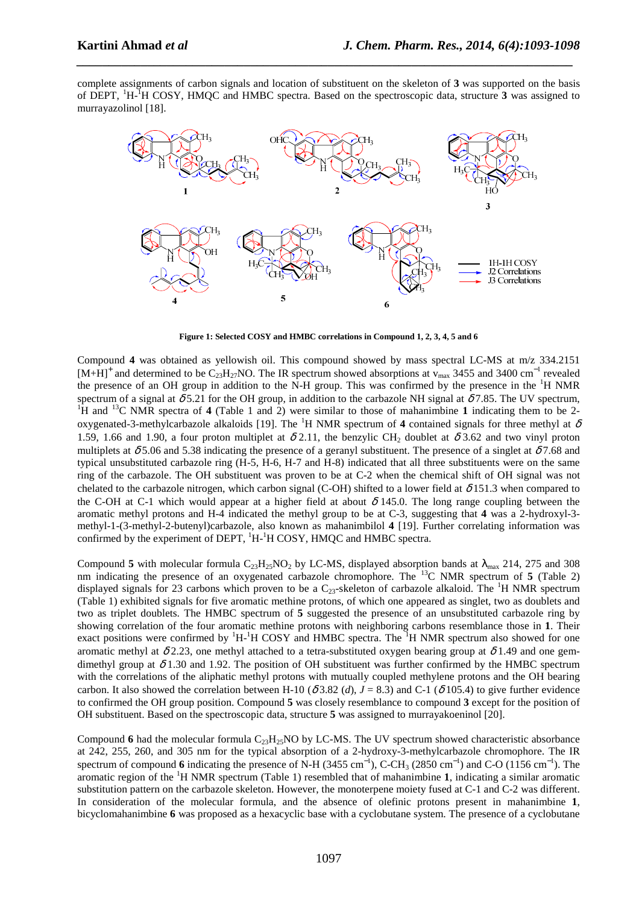complete assignments of carbon signals and location of substituent on the skeleton of **3** was supported on the basis of DEPT, $^1$H-$^1$H COSY, HMQC and HMBC spectra. Based on the spectroscopic data, structure **3** was assigned to murrayazolinol [18].

**Figure 1: Selected COSY and HMBC correlations in Compound 1, 2, 3, 4, 5 and 6**

Compound **4** was obtained as yellowish oil. This compound showed by mass spectral LC-MS at m/z 334.2151 $[M+H]^+$ and determined to be $C_{23}H_{27}NO$. The IR spectrum showed absorptions at $\nu_{max}$ 3455 and 3400 cm$^{-1}$ revealed the presence of an OH group in addition to the N-H group. This was confirmed by the presence in the $^1$H NMR spectrum of a signal at $\delta$5.21 for the OH group, in addition to the carbazole NH signal at $\delta$7.85. The UV spectrum, $^1$H and $^{13}$C NMR spectra of **4** (Table 1 and 2) were similar to those of mahanimbine **1** indicating them to be 2-oxygenated-3-methylcarbazole alkaloids [19]. The $^1$H NMR spectrum of **4** contained signals for three methyl at $\delta$ 1.59, 1.66 and 1.90, a four proton multiplet at $\delta$2.11, the benzylic CH$_2$ doublet at $\delta$3.62 and two vinyl proton multiplets at $\delta$5.06 and 5.38 indicating the presence of a geranyl substituent. The presence of a singlet at $\delta$7.68 and typical unsubstituted carbazole ring (H-5, H-6, H-7 and H-8) indicated that all three substituents were on the same ring of the carbazole. The OH substituent was proven to be at C-2 when the chemical shift of OH signal was not chelated to the carbazole nitrogen, which carbon signal (C-OH) shifted to a lower field at $\delta$151.3 when compared to the C-OH at C-1 which would appear at a higher field at about $\delta$145.0. The long range coupling between the aromatic methyl protons and H-4 indicated the methyl group to be at C-3, suggesting that **4** was a 2-hydroxyl-3-methyl-1-(3-methyl-2-butenyl)carbazole, also known as mahanimbilol **4** [19]. Further correlating information was confirmed by the experiment of DEPT, $^1$H-$^1$H COSY, HMQC and HMBC spectra.

Compound **5** with molecular formula $C_{23}H_{25}NO_2$ by LC-MS, displayed absorption bands at $\lambda_{max}$ 214, 275 and 308 nm indicating the presence of an oxygenated carbazole chromophore. The $^{13}$C NMR spectrum of **5** (Table 2) displayed signals for 23 carbons which proven to be a C$_{23}$-skeleton of carbazole alkaloid. The $^1$H NMR spectrum (Table 1) exhibited signals for five aromatic methine protons, of which one appeared as singlet, two as doublets and two as triplet doublets. The HMBC spectrum of **5** suggested the presence of an unsubstituted carbazole ring by showing correlation of the four aromatic methine protons with neighboring carbons resemblance those in **1**. Their exact positions were confirmed by $^1$H-$^1$H COSY and HMBC spectra. The $^1$H NMR spectrum also showed for one aromatic methyl at $\delta$2.23, one methyl attached to a tetra-substituted oxygen bearing group at $\delta$1.49 and one gem-dimethyl group at $\delta$1.30 and 1.92. The position of OH substituent was further confirmed by the HMBC spectrum with the correlations of the aliphatic methyl protons with mutually coupled methylene protons and the OH bearing carbon. It also showed the correlation between H-10 ($\delta$3.82 (*d*), $J$ = 8.3) and C-1 ($\delta$105.4) to give further evidence to confirmed the OH group position. Compound **5** was closely resemblance to compound **3** except for the position of OH substituent. Based on the spectroscopic data, structure **5** was assigned to murrayakoeninol [20].

Compound **6** had the molecular formula $C_{23}H_{25}NO$ by LC-MS. The UV spectrum showed characteristic absorbance at 242, 255, 260, and 305 nm for the typical absorption of a 2-hydroxy-3-methylcarbazole chromophore. The IR spectrum of compound **6** indicating the presence of N-H (3455 cm$^{-1}$), C-CH$_3$ (2850 cm$^{-1}$) and C-O (1156 cm$^{-1}$). The aromatic region of the $^1$H NMR spectrum (Table 1) resembled that of mahanimbine **1**, indicating a similar aromatic substitution pattern on the carbazole skeleton. However, the monoterpene moiety fused at C-1 and C-2 was different. In consideration of the molecular formula, and the absence of olefinic protons present in mahanimbine **1**, bicyclomahanimbine **6** was proposed as a hexacyclic base with a cyclobutane system. The presence of a cyclobutane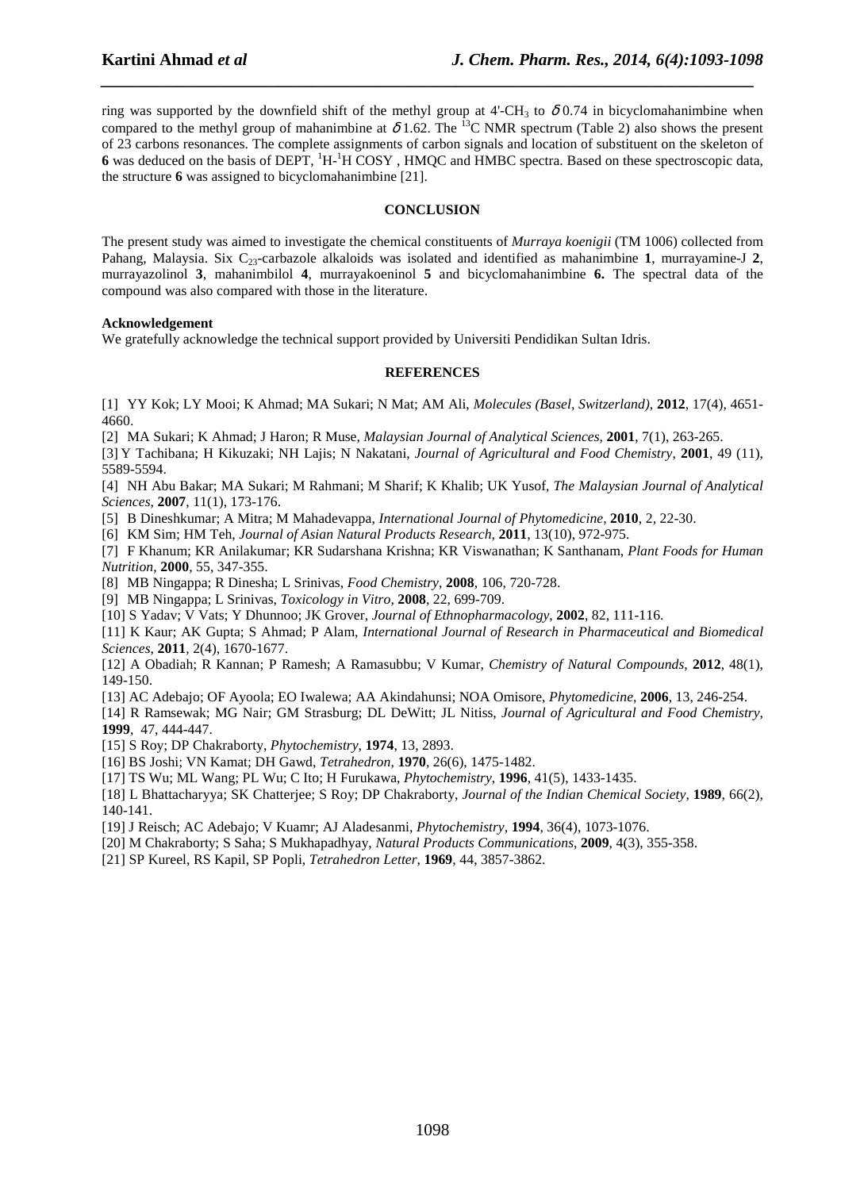ring was supported by the downfield shift of the methyl group at 4'-$CH_3$ to $\delta$ 0.74 in bicyclomahanimbine when compared to the methyl group of mahanimbine at $\delta$ 1.62. The $^{13}C$ NMR spectrum (Table 2) also shows the present of 23 carbons resonances. The complete assignments of carbon signals and location of substituent on the skeleton of **6** was deduced on the basis of DEPT, $^1H$-$^1H$ COSY , HMQC and HMBC spectra. Based on these spectroscopic data, the structure **6** was assigned to bicyclomahanimbine [21].

## CONCLUSION

The present study was aimed to investigate the chemical constituents of *Murraya koenigii* (TM 1006) collected from Pahang, Malaysia. Six $C_{23}$-carbazole alkaloids was isolated and identified as mahanimbine **1**, murrayamine-J **2**, murrayazolinol **3**, mahanimbilol **4**, murrayakoeninol **5** and bicyclomahanimbine **6.** The spectral data of the compound was also compared with those in the literature.

**Acknowledgement**

We gratefully acknowledge the technical support provided by Universiti Pendidikan Sultan Idris.

## REFERENCES

[1] YY Kok; LY Mooi; K Ahmad; MA Sukari; N Mat; AM Ali, *Molecules (Basel, Switzerland)*, **2012**, 17(4), 4651-4660.

[2] MA Sukari; K Ahmad; J Haron; R Muse, *Malaysian Journal of Analytical Sciences*, **2001**, 7(1), 263-265.

[3] Y Tachibana; H Kikuzaki; NH Lajis; N Nakatani, *Journal of Agricultural and Food Chemistry*, **2001**, 49 (11), 5589-5594.

[4] NH Abu Bakar; MA Sukari; M Rahmani; M Sharif; K Khalib; UK Yusof, *The Malaysian Journal of Analytical Sciences*, **2007**, 11(1), 173-176.

[5] B Dineshkumar; A Mitra; M Mahadevappa, *International Journal of Phytomedicine*, **2010**, 2, 22-30.

[6] KM Sim; HM Teh, *Journal of Asian Natural Products Research*, **2011**, 13(10), 972-975.

[7] F Khanum; KR Anilakumar; KR Sudarshana Krishna; KR Viswanathan; K Santhanam, *Plant Foods for Human Nutrition*, **2000**, 55, 347-355.

[8] MB Ningappa; R Dinesha; L Srinivas, *Food Chemistry*, **2008**, 106, 720-728.

[9] MB Ningappa; L Srinivas, *Toxicology in Vitro*, **2008**, 22, 699-709.

[10] S Yadav; V Vats; Y Dhunnoo; JK Grover, *Journal of Ethnopharmacology*, **2002**, 82, 111-116.

[11] K Kaur; AK Gupta; S Ahmad; P Alam, *International Journal of Research in Pharmaceutical and Biomedical Sciences*, **2011**, 2(4), 1670-1677.

[12] A Obadiah; R Kannan; P Ramesh; A Ramasubbu; V Kumar, *Chemistry of Natural Compounds*, **2012**, 48(1), 149-150.

[13] AC Adebajo; OF Ayoola; EO Iwalewa; AA Akindahunsi; NOA Omisore, *Phytomedicine*, **2006**, 13, 246-254.

[14] R Ramsewak; MG Nair; GM Strasburg; DL DeWitt; JL Nitiss, *Journal of Agricultural and Food Chemistry*, **1999**, 47, 444-447.

[15] S Roy; DP Chakraborty, *Phytochemistry*, **1974**, 13, 2893.

[16] BS Joshi; VN Kamat; DH Gawd, *Tetrahedron*, **1970**, 26(6), 1475-1482.

[17] TS Wu; ML Wang; PL Wu; C Ito; H Furukawa, *Phytochemistry*, **1996**, 41(5), 1433-1435.

[18] L Bhattacharyya; SK Chatterjee; S Roy; DP Chakraborty, *Journal of the Indian Chemical Society*, **1989**, 66(2), 140-141.

[19] J Reisch; AC Adebajo; V Kuamr; AJ Aladesanmi, *Phytochemistry*, **1994**, 36(4), 1073-1076.

[20] M Chakraborty; S Saha; S Mukhapadhyay, *Natural Products Communications*, **2009**, 4(3), 355-358.

[21] SP Kureel, RS Kapil, SP Popli, *Tetrahedron Letter*, **1969**, 44, 3857-3862.